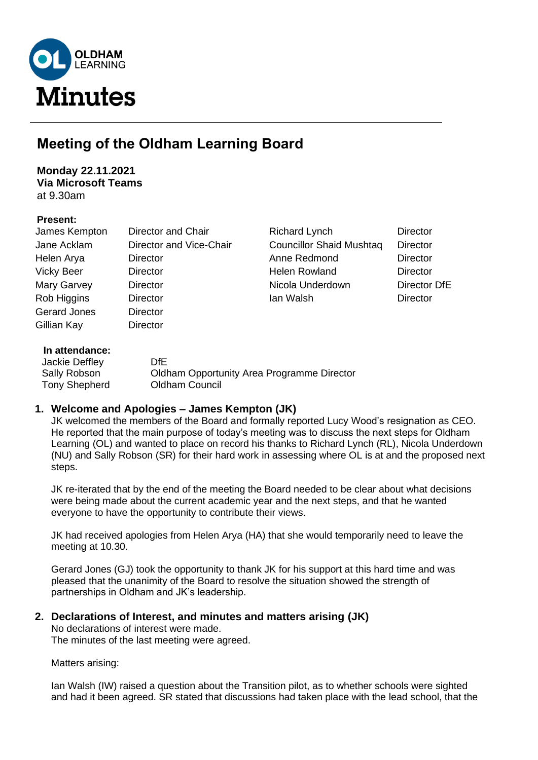OLDHAM LEARNING

# Minutes

## Meeting of the Oldham Learning Board

**Monday 22.11.2021**
**Via Microsoft Teams**
at 9.30am

**Present:**

| Name | Role | Name | Role |
|---|---|---|---|
| James Kempton | Director and Chair | Richard Lynch | Director |
| Jane Acklam | Director and Vice-Chair | Councillor Shaid Mushtaq | Director |
| Helen Arya | Director | Anne Redmond | Director |
| Vicky Beer | Director | Helen Rowland | Director |
| Mary Garvey | Director | Nicola Underdown | Director DfE |
| Rob Higgins | Director | Ian Walsh | Director |
| Gerard Jones | Director | | |
| Gillian Kay | Director | | |

**In attendance:**

| Name | Role |
|---|---|
| Jackie Deffley | DfE |
| Sally Robson | Oldham Opportunity Area Programme Director |
| Tony Shepherd | Oldham Council |

### 1. Welcome and Apologies – James Kempton (JK)

JK welcomed the members of the Board and formally reported Lucy Wood's resignation as CEO. He reported that the main purpose of today's meeting was to discuss the next steps for Oldham Learning (OL) and wanted to place on record his thanks to Richard Lynch (RL), Nicola Underdown (NU) and Sally Robson (SR) for their hard work in assessing where OL is at and the proposed next steps.

JK re-iterated that by the end of the meeting the Board needed to be clear about what decisions were being made about the current academic year and the next steps, and that he wanted everyone to have the opportunity to contribute their views.

JK had received apologies from Helen Arya (HA) that she would temporarily need to leave the meeting at 10.30.

Gerard Jones (GJ) took the opportunity to thank JK for his support at this hard time and was pleased that the unanimity of the Board to resolve the situation showed the strength of partnerships in Oldham and JK's leadership.

### 2. Declarations of Interest, and minutes and matters arising (JK)

No declarations of interest were made.
The minutes of the last meeting were agreed.

Matters arising:

Ian Walsh (IW) raised a question about the Transition pilot, as to whether schools were sighted and had it been agreed. SR stated that discussions had taken place with the lead school, that the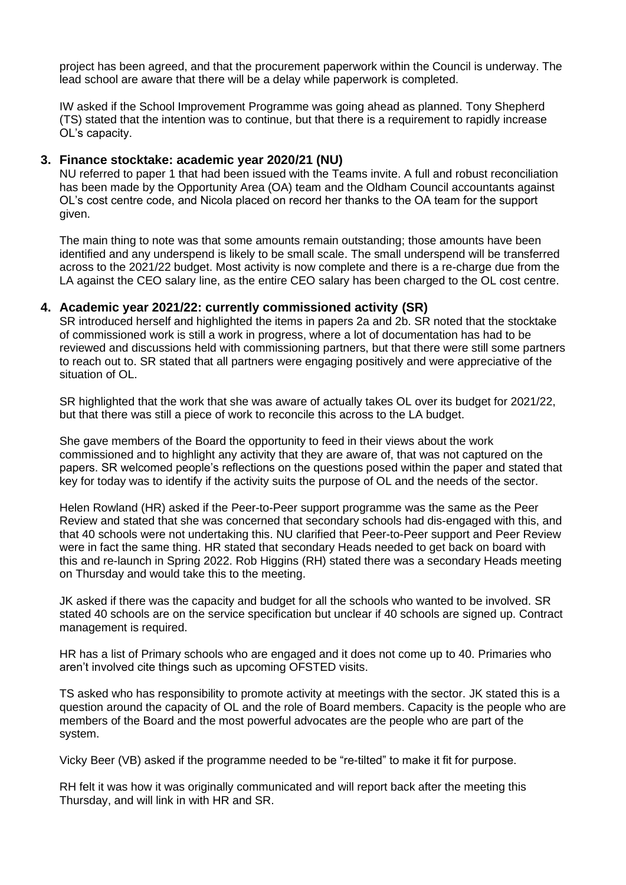project has been agreed, and that the procurement paperwork within the Council is underway. The lead school are aware that there will be a delay while paperwork is completed.

IW asked if the School Improvement Programme was going ahead as planned. Tony Shepherd (TS) stated that the intention was to continue, but that there is a requirement to rapidly increase OL's capacity.

### 3. Finance stocktake: academic year 2020/21 (NU)

NU referred to paper 1 that had been issued with the Teams invite. A full and robust reconciliation has been made by the Opportunity Area (OA) team and the Oldham Council accountants against OL's cost centre code, and Nicola placed on record her thanks to the OA team for the support given.

The main thing to note was that some amounts remain outstanding; those amounts have been identified and any underspend is likely to be small scale. The small underspend will be transferred across to the 2021/22 budget. Most activity is now complete and there is a re-charge due from the LA against the CEO salary line, as the entire CEO salary has been charged to the OL cost centre.

### 4. Academic year 2021/22: currently commissioned activity (SR)

SR introduced herself and highlighted the items in papers 2a and 2b. SR noted that the stocktake of commissioned work is still a work in progress, where a lot of documentation has had to be reviewed and discussions held with commissioning partners, but that there were still some partners to reach out to. SR stated that all partners were engaging positively and were appreciative of the situation of OL.

SR highlighted that the work that she was aware of actually takes OL over its budget for 2021/22, but that there was still a piece of work to reconcile this across to the LA budget.

She gave members of the Board the opportunity to feed in their views about the work commissioned and to highlight any activity that they are aware of, that was not captured on the papers. SR welcomed people's reflections on the questions posed within the paper and stated that key for today was to identify if the activity suits the purpose of OL and the needs of the sector.

Helen Rowland (HR) asked if the Peer-to-Peer support programme was the same as the Peer Review and stated that she was concerned that secondary schools had dis-engaged with this, and that 40 schools were not undertaking this. NU clarified that Peer-to-Peer support and Peer Review were in fact the same thing. HR stated that secondary Heads needed to get back on board with this and re-launch in Spring 2022. Rob Higgins (RH) stated there was a secondary Heads meeting on Thursday and would take this to the meeting.

JK asked if there was the capacity and budget for all the schools who wanted to be involved. SR stated 40 schools are on the service specification but unclear if 40 schools are signed up. Contract management is required.

HR has a list of Primary schools who are engaged and it does not come up to 40. Primaries who aren't involved cite things such as upcoming OFSTED visits.

TS asked who has responsibility to promote activity at meetings with the sector. JK stated this is a question around the capacity of OL and the role of Board members. Capacity is the people who are members of the Board and the most powerful advocates are the people who are part of the system.

Vicky Beer (VB) asked if the programme needed to be "re-tilted" to make it fit for purpose.

RH felt it was how it was originally communicated and will report back after the meeting this Thursday, and will link in with HR and SR.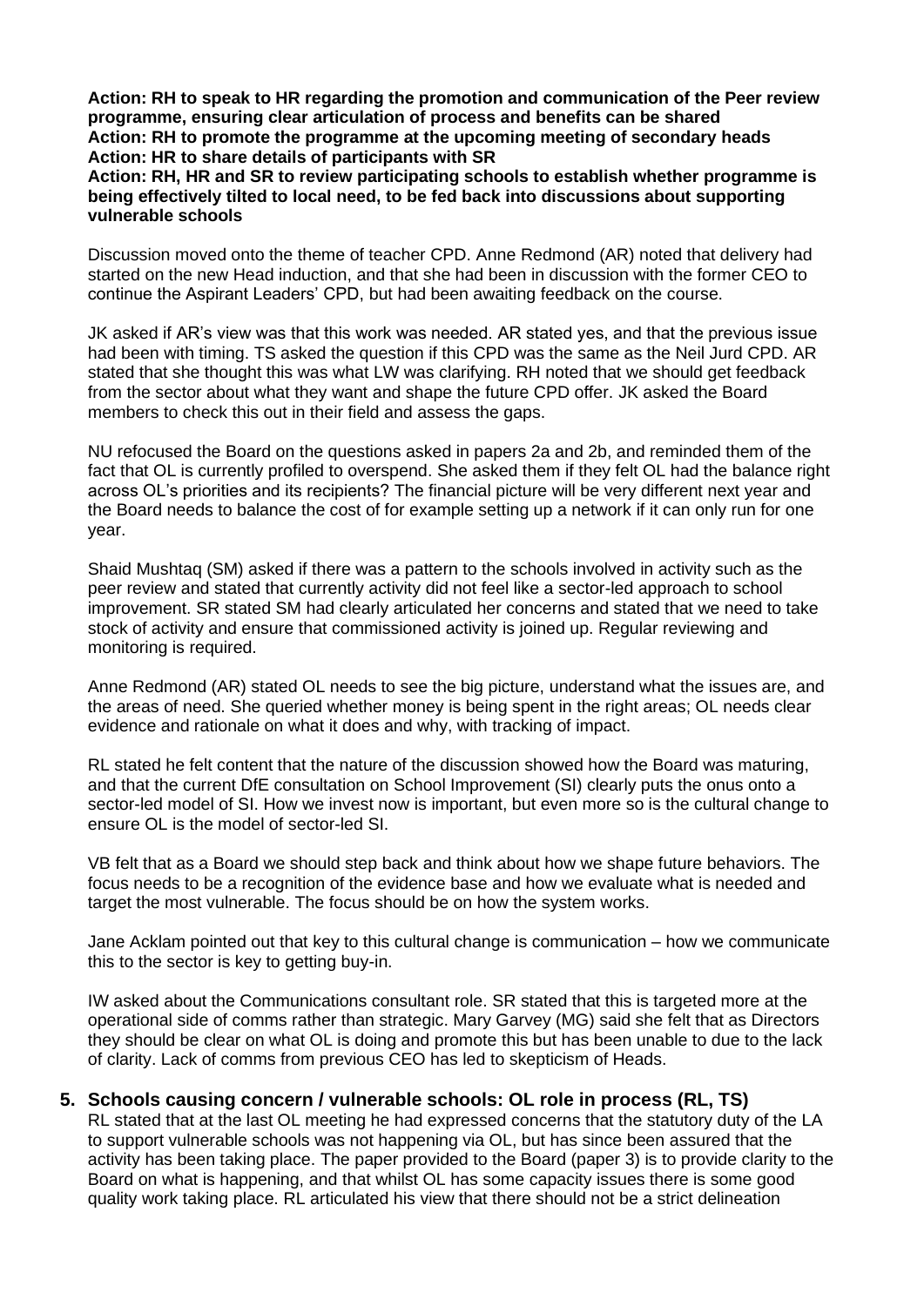**Action: RH to speak to HR regarding the promotion and communication of the Peer review programme, ensuring clear articulation of process and benefits can be shared**
**Action: RH to promote the programme at the upcoming meeting of secondary heads**
**Action: HR to share details of participants with SR**
**Action: RH, HR and SR to review participating schools to establish whether programme is being effectively tilted to local need, to be fed back into discussions about supporting vulnerable schools**

Discussion moved onto the theme of teacher CPD. Anne Redmond (AR) noted that delivery had started on the new Head induction, and that she had been in discussion with the former CEO to continue the Aspirant Leaders' CPD, but had been awaiting feedback on the course.

JK asked if AR's view was that this work was needed. AR stated yes, and that the previous issue had been with timing. TS asked the question if this CPD was the same as the Neil Jurd CPD. AR stated that she thought this was what LW was clarifying. RH noted that we should get feedback from the sector about what they want and shape the future CPD offer. JK asked the Board members to check this out in their field and assess the gaps.

NU refocused the Board on the questions asked in papers 2a and 2b, and reminded them of the fact that OL is currently profiled to overspend. She asked them if they felt OL had the balance right across OL's priorities and its recipients? The financial picture will be very different next year and the Board needs to balance the cost of for example setting up a network if it can only run for one year.

Shaid Mushtaq (SM) asked if there was a pattern to the schools involved in activity such as the peer review and stated that currently activity did not feel like a sector-led approach to school improvement. SR stated SM had clearly articulated her concerns and stated that we need to take stock of activity and ensure that commissioned activity is joined up. Regular reviewing and monitoring is required.

Anne Redmond (AR) stated OL needs to see the big picture, understand what the issues are, and the areas of need. She queried whether money is being spent in the right areas; OL needs clear evidence and rationale on what it does and why, with tracking of impact.

RL stated he felt content that the nature of the discussion showed how the Board was maturing, and that the current DfE consultation on School Improvement (SI) clearly puts the onus onto a sector-led model of SI. How we invest now is important, but even more so is the cultural change to ensure OL is the model of sector-led SI.

VB felt that as a Board we should step back and think about how we shape future behaviors. The focus needs to be a recognition of the evidence base and how we evaluate what is needed and target the most vulnerable. The focus should be on how the system works.

Jane Acklam pointed out that key to this cultural change is communication – how we communicate this to the sector is key to getting buy-in.

IW asked about the Communications consultant role. SR stated that this is targeted more at the operational side of comms rather than strategic. Mary Garvey (MG) said she felt that as Directors they should be clear on what OL is doing and promote this but has been unable to due to the lack of clarity. Lack of comms from previous CEO has led to skepticism of Heads.

## 5. Schools causing concern / vulnerable schools: OL role in process (RL, TS)

RL stated that at the last OL meeting he had expressed concerns that the statutory duty of the LA to support vulnerable schools was not happening via OL, but has since been assured that the activity has been taking place. The paper provided to the Board (paper 3) is to provide clarity to the Board on what is happening, and that whilst OL has some capacity issues there is some good quality work taking place. RL articulated his view that there should not be a strict delineation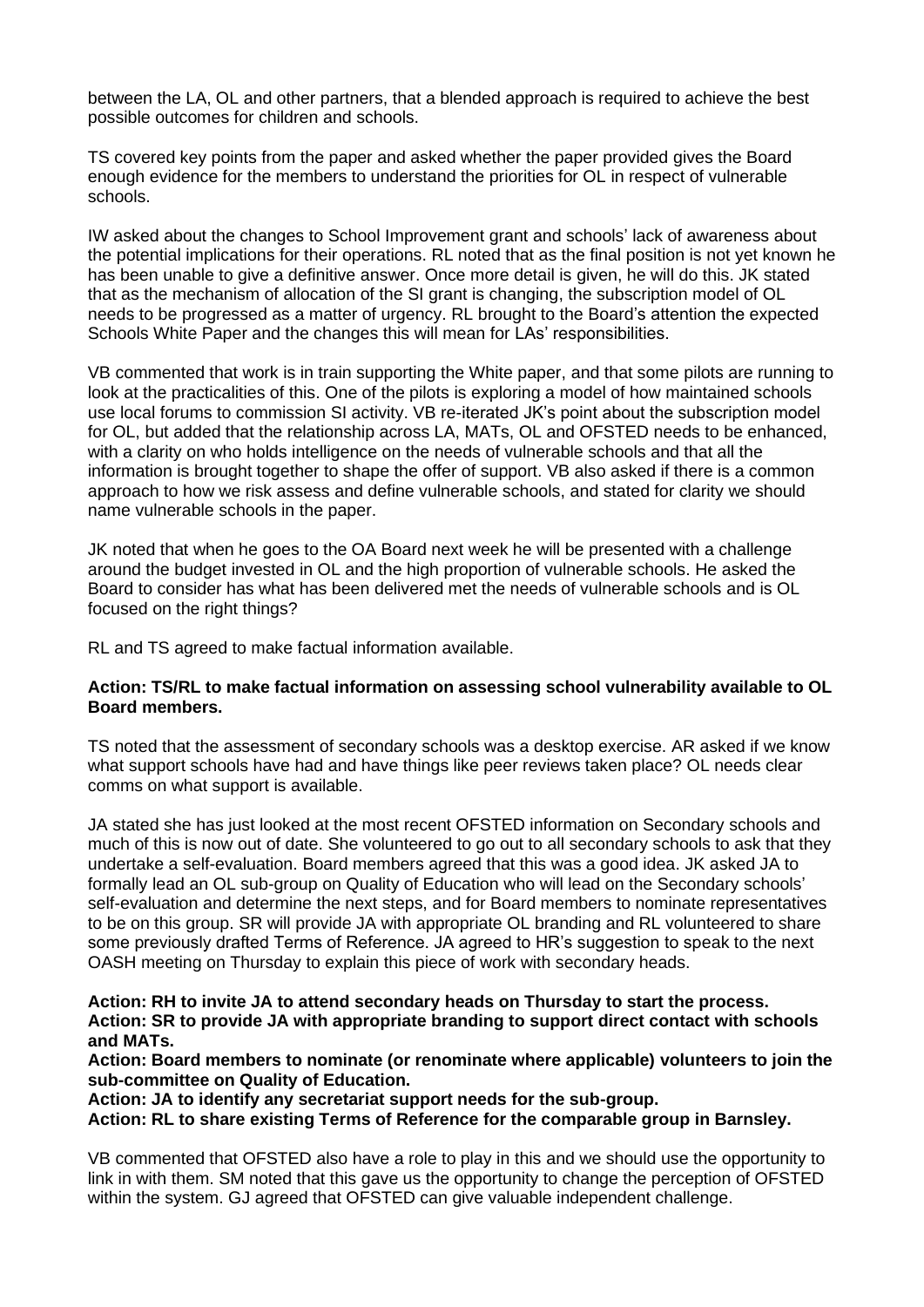between the LA, OL and other partners, that a blended approach is required to achieve the best possible outcomes for children and schools.

TS covered key points from the paper and asked whether the paper provided gives the Board enough evidence for the members to understand the priorities for OL in respect of vulnerable schools.

IW asked about the changes to School Improvement grant and schools' lack of awareness about the potential implications for their operations. RL noted that as the final position is not yet known he has been unable to give a definitive answer. Once more detail is given, he will do this. JK stated that as the mechanism of allocation of the SI grant is changing, the subscription model of OL needs to be progressed as a matter of urgency. RL brought to the Board's attention the expected Schools White Paper and the changes this will mean for LAs' responsibilities.

VB commented that work is in train supporting the White paper, and that some pilots are running to look at the practicalities of this. One of the pilots is exploring a model of how maintained schools use local forums to commission SI activity. VB re-iterated JK's point about the subscription model for OL, but added that the relationship across LA, MATs, OL and OFSTED needs to be enhanced, with a clarity on who holds intelligence on the needs of vulnerable schools and that all the information is brought together to shape the offer of support. VB also asked if there is a common approach to how we risk assess and define vulnerable schools, and stated for clarity we should name vulnerable schools in the paper.

JK noted that when he goes to the OA Board next week he will be presented with a challenge around the budget invested in OL and the high proportion of vulnerable schools. He asked the Board to consider has what has been delivered met the needs of vulnerable schools and is OL focused on the right things?

RL and TS agreed to make factual information available.

**Action: TS/RL to make factual information on assessing school vulnerability available to OL Board members.**

TS noted that the assessment of secondary schools was a desktop exercise. AR asked if we know what support schools have had and have things like peer reviews taken place? OL needs clear comms on what support is available.

JA stated she has just looked at the most recent OFSTED information on Secondary schools and much of this is now out of date. She volunteered to go out to all secondary schools to ask that they undertake a self-evaluation. Board members agreed that this was a good idea. JK asked JA to formally lead an OL sub-group on Quality of Education who will lead on the Secondary schools' self-evaluation and determine the next steps, and for Board members to nominate representatives to be on this group. SR will provide JA with appropriate OL branding and RL volunteered to share some previously drafted Terms of Reference. JA agreed to HR's suggestion to speak to the next OASH meeting on Thursday to explain this piece of work with secondary heads.

**Action: RH to invite JA to attend secondary heads on Thursday to start the process.**
**Action: SR to provide JA with appropriate branding to support direct contact with schools and MATs.**
**Action: Board members to nominate (or renominate where applicable) volunteers to join the sub-committee on Quality of Education.**
**Action: JA to identify any secretariat support needs for the sub-group.**
**Action: RL to share existing Terms of Reference for the comparable group in Barnsley.**

VB commented that OFSTED also have a role to play in this and we should use the opportunity to link in with them. SM noted that this gave us the opportunity to change the perception of OFSTED within the system. GJ agreed that OFSTED can give valuable independent challenge.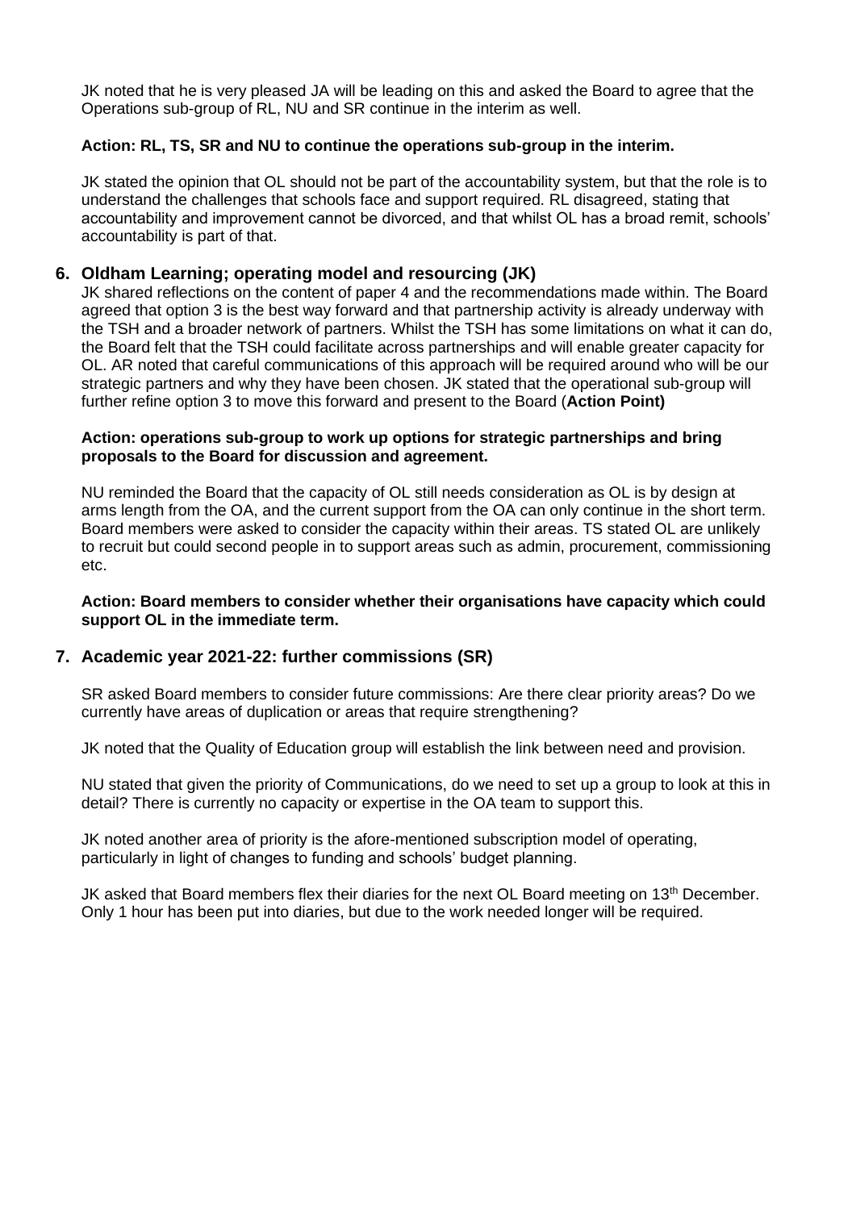JK noted that he is very pleased JA will be leading on this and asked the Board to agree that the Operations sub-group of RL, NU and SR continue in the interim as well.

**Action: RL, TS, SR and NU to continue the operations sub-group in the interim.**

JK stated the opinion that OL should not be part of the accountability system, but that the role is to understand the challenges that schools face and support required. RL disagreed, stating that accountability and improvement cannot be divorced, and that whilst OL has a broad remit, schools' accountability is part of that.

## 6. Oldham Learning; operating model and resourcing (JK)

JK shared reflections on the content of paper 4 and the recommendations made within. The Board agreed that option 3 is the best way forward and that partnership activity is already underway with the TSH and a broader network of partners. Whilst the TSH has some limitations on what it can do, the Board felt that the TSH could facilitate across partnerships and will enable greater capacity for OL. AR noted that careful communications of this approach will be required around who will be our strategic partners and why they have been chosen. JK stated that the operational sub-group will further refine option 3 to move this forward and present to the Board (**Action Point)**

**Action: operations sub-group to work up options for strategic partnerships and bring proposals to the Board for discussion and agreement.**

NU reminded the Board that the capacity of OL still needs consideration as OL is by design at arms length from the OA, and the current support from the OA can only continue in the short term. Board members were asked to consider the capacity within their areas. TS stated OL are unlikely to recruit but could second people in to support areas such as admin, procurement, commissioning etc.

**Action: Board members to consider whether their organisations have capacity which could support OL in the immediate term.**

## 7. Academic year 2021-22: further commissions (SR)

SR asked Board members to consider future commissions: Are there clear priority areas? Do we currently have areas of duplication or areas that require strengthening?

JK noted that the Quality of Education group will establish the link between need and provision.

NU stated that given the priority of Communications, do we need to set up a group to look at this in detail? There is currently no capacity or expertise in the OA team to support this.

JK noted another area of priority is the afore-mentioned subscription model of operating, particularly in light of changes to funding and schools' budget planning.

JK asked that Board members flex their diaries for the next OL Board meeting on 13th December. Only 1 hour has been put into diaries, but due to the work needed longer will be required.